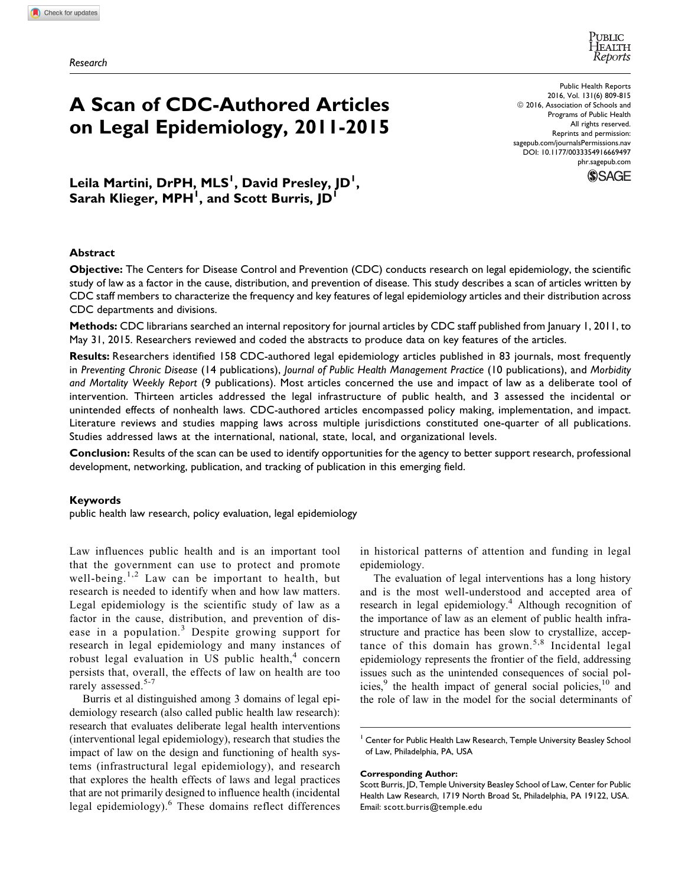Research

# A Scan of CDC-Authored Articles on Legal Epidemiology, 2011-2015

Public Health Reports
2016, Vol. 131(6) 809-815
© 2016, Association of Schools and Programs of Public Health
All rights reserved.
Reprints and permission: sagepub.com/journalsPermissions.nav
DOI: 10.1177/0033354916669497
phr.sagepub.com

**Leila Martini, DrPH, MLS[1], David Presley, JD[1], Sarah Klieger, MPH[1], and Scott Burris, JD[1]**

## Abstract

**Objective:** The Centers for Disease Control and Prevention (CDC) conducts research on legal epidemiology, the scientific study of law as a factor in the cause, distribution, and prevention of disease. This study describes a scan of articles written by CDC staff members to characterize the frequency and key features of legal epidemiology articles and their distribution across CDC departments and divisions.

**Methods:** CDC librarians searched an internal repository for journal articles by CDC staff published from January 1, 2011, to May 31, 2015. Researchers reviewed and coded the abstracts to produce data on key features of the articles.

**Results:** Researchers identified 158 CDC-authored legal epidemiology articles published in 83 journals, most frequently in *Preventing Chronic Disease* (14 publications), *Journal of Public Health Management Practice* (10 publications), and *Morbidity and Mortality Weekly Report* (9 publications). Most articles concerned the use and impact of law as a deliberate tool of intervention. Thirteen articles addressed the legal infrastructure of public health, and 3 assessed the incidental or unintended effects of nonhealth laws. CDC-authored articles encompassed policy making, implementation, and impact. Literature reviews and studies mapping laws across multiple jurisdictions constituted one-quarter of all publications. Studies addressed laws at the international, national, state, local, and organizational levels.

**Conclusion:** Results of the scan can be used to identify opportunities for the agency to better support research, professional development, networking, publication, and tracking of publication in this emerging field.

### Keywords

public health law research, policy evaluation, legal epidemiology

Law influences public health and is an important tool that the government can use to protect and promote well-being.[1,2] Law can be important to health, but research is needed to identify when and how law matters. Legal epidemiology is the scientific study of law as a factor in the cause, distribution, and prevention of disease in a population.[3] Despite growing support for research in legal epidemiology and many instances of robust legal evaluation in US public health,[4] concern persists that, overall, the effects of law on health are too rarely assessed.[5-7]

Burris et al distinguished among 3 domains of legal epidemiology research (also called public health law research): research that evaluates deliberate legal health interventions (interventional legal epidemiology), research that studies the impact of law on the design and functioning of health systems (infrastructural legal epidemiology), and research that explores the health effects of laws and legal practices that are not primarily designed to influence health (incidental legal epidemiology).[6] These domains reflect differences in historical patterns of attention and funding in legal epidemiology.

The evaluation of legal interventions has a long history and is the most well-understood and accepted area of research in legal epidemiology.[4] Although recognition of the importance of law as an element of public health infrastructure and practice has been slow to crystallize, acceptance of this domain has grown.[5,8] Incidental legal epidemiology represents the frontier of the field, addressing issues such as the unintended consequences of social policies,[9] the health impact of general social policies,[10] and the role of law in the model for the social determinants of

[1] Center for Public Health Law Research, Temple University Beasley School of Law, Philadelphia, PA, USA

**Corresponding Author:**
Scott Burris, JD, Temple University Beasley School of Law, Center for Public Health Law Research, 1719 North Broad St, Philadelphia, PA 19122, USA.
Email: scott.burris@temple.edu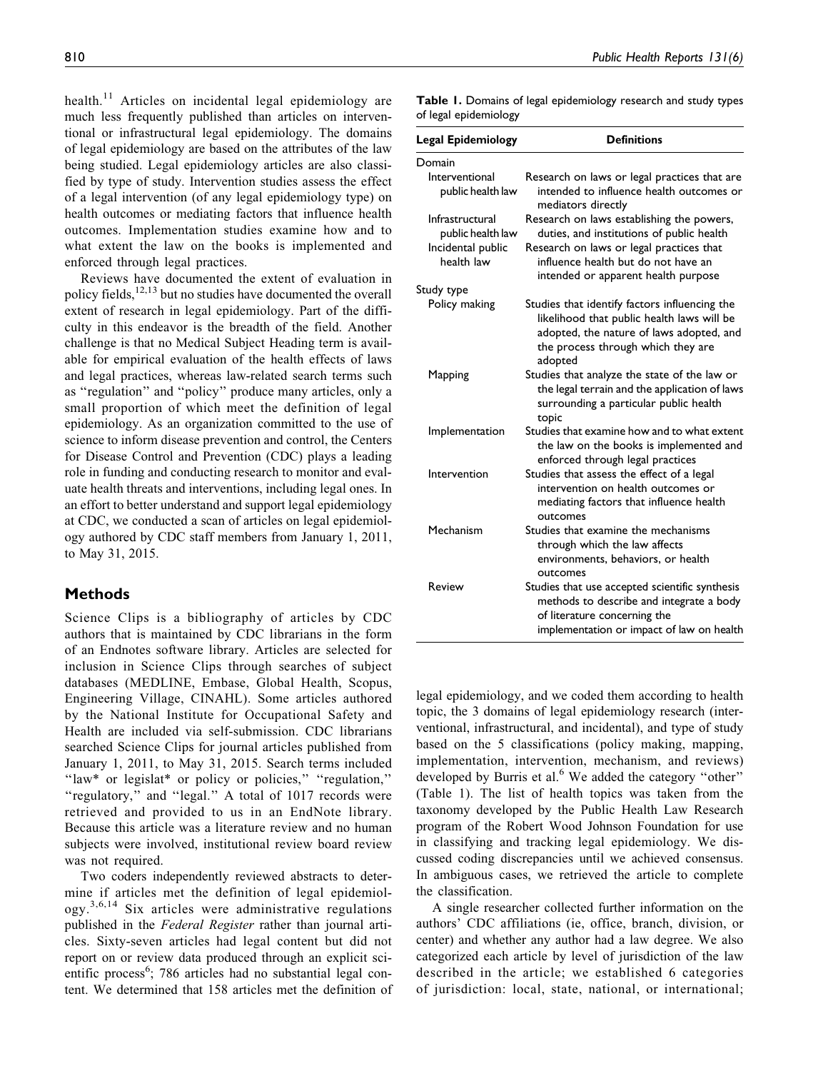health.[11] Articles on incidental legal epidemiology are much less frequently published than articles on interventional or infrastructural legal epidemiology. The domains of legal epidemiology are based on the attributes of the law being studied. Legal epidemiology articles are also classified by type of study. Intervention studies assess the effect of a legal intervention (of any legal epidemiology type) on health outcomes or mediating factors that influence health outcomes. Implementation studies examine how and to what extent the law on the books is implemented and enforced through legal practices.

Reviews have documented the extent of evaluation in policy fields,[12,13] but no studies have documented the overall extent of research in legal epidemiology. Part of the difficulty in this endeavor is the breadth of the field. Another challenge is that no Medical Subject Heading term is available for empirical evaluation of the health effects of laws and legal practices, whereas law-related search terms such as "regulation" and "policy" produce many articles, only a small proportion of which meet the definition of legal epidemiology. As an organization committed to the use of science to inform disease prevention and control, the Centers for Disease Control and Prevention (CDC) plays a leading role in funding and conducting research to monitor and evaluate health threats and interventions, including legal ones. In an effort to better understand and support legal epidemiology at CDC, we conducted a scan of articles on legal epidemiology authored by CDC staff members from January 1, 2011, to May 31, 2015.

## Methods

Science Clips is a bibliography of articles by CDC authors that is maintained by CDC librarians in the form of an Endnotes software library. Articles are selected for inclusion in Science Clips through searches of subject databases (MEDLINE, Embase, Global Health, Scopus, Engineering Village, CINAHL). Some articles authored by the National Institute for Occupational Safety and Health are included via self-submission. CDC librarians searched Science Clips for journal articles published from January 1, 2011, to May 31, 2015. Search terms included "law* or legislat* or policy or policies," "regulation," "regulatory," and "legal." A total of 1017 records were retrieved and provided to us in an EndNote library. Because this article was a literature review and no human subjects were involved, institutional review board review was not required.

Two coders independently reviewed abstracts to determine if articles met the definition of legal epidemiology.[3,6,14] Six articles were administrative regulations published in the *Federal Register* rather than journal articles. Sixty-seven articles had legal content but did not report on or review data produced through an explicit scientific process[6]; 786 articles had no substantial legal content. We determined that 158 articles met the definition of legal epidemiology, and we coded them according to health topic, the 3 domains of legal epidemiology research (interventional, infrastructural, and incidental), and type of study based on the 5 classifications (policy making, mapping, implementation, intervention, mechanism, and reviews) developed by Burris et al.[6] We added the category "other" (Table 1). The list of health topics was taken from the taxonomy developed by the Public Health Law Research program of the Robert Wood Johnson Foundation for use in classifying and tracking legal epidemiology. We discussed coding discrepancies until we achieved consensus. In ambiguous cases, we retrieved the article to complete the classification.

A single researcher collected further information on the authors' CDC affiliations (ie, office, branch, division, or center) and whether any author had a law degree. We also categorized each article by level of jurisdiction of the law described in the article; we established 6 categories of jurisdiction: local, state, national, or international;

**Table 1.** Domains of legal epidemiology research and study types of legal epidemiology

| Legal Epidemiology | Definitions |
|---|---|
| Domain | |
| Interventional public health law | Research on laws or legal practices that are intended to influence health outcomes or mediators directly |
| Infrastructural public health law | Research on laws establishing the powers, duties, and institutions of public health |
| Incidental public health law | Research on laws or legal practices that influence health but do not have an intended or apparent health purpose |
| Study type | |
| Policy making | Studies that identify factors influencing the likelihood that public health laws will be adopted, the nature of laws adopted, and the process through which they are adopted |
| Mapping | Studies that analyze the state of the law or the legal terrain and the application of laws surrounding a particular public health topic |
| Implementation | Studies that examine how and to what extent the law on the books is implemented and enforced through legal practices |
| Intervention | Studies that assess the effect of a legal intervention on health outcomes or mediating factors that influence health outcomes |
| Mechanism | Studies that examine the mechanisms through which the law affects environments, behaviors, or health outcomes |
| Review | Studies that use accepted scientific synthesis methods to describe and integrate a body of literature concerning the implementation or impact of law on health |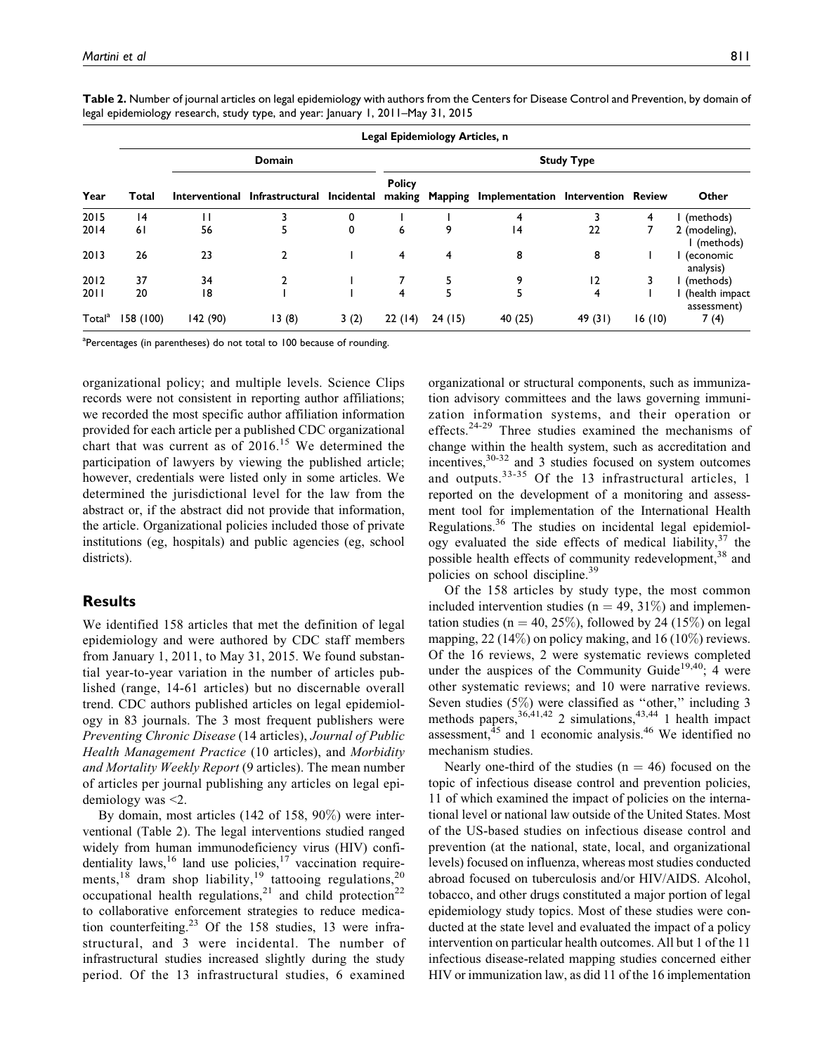**Table 2.** Number of journal articles on legal epidemiology with authors from the Centers for Disease Control and Prevention, by domain of legal epidemiology research, study type, and year: January 1, 2011–May 31, 2015

| Year | Legal Epidemiology Articles, n | | | | | | | | | |
|---|---|---|---|---|---|---|---|---|---|---|
| | Total | Domain | | | Study Type | | | | | |
| | | Interventional | Infrastructural | Incidental | Policy making | Mapping | Implementation | Intervention | Review | Other |
| 2015 | 14 | 11 | 3 | 0 | 1 | 1 | 4 | 3 | 4 | 1 (methods) |
| 2014 | 61 | 56 | 5 | 0 | 6 | 9 | 14 | 22 | 7 | 2 (modeling), 1 (methods) |
| 2013 | 26 | 23 | 2 | 1 | 4 | 4 | 8 | 8 | 1 | 1 (economic analysis) |
| 2012 | 37 | 34 | 2 | 1 | 7 | 5 | 9 | 12 | 3 | 1 (methods) |
| 2011 | 20 | 18 | 1 | 1 | 4 | 5 | 5 | 4 | 1 | 1 (health impact assessment) |
| Total[a] | 158 (100) | 142 (90) | 13 (8) | 3 (2) | 22 (14) | 24 (15) | 40 (25) | 49 (31) | 16 (10) | 7 (4) |

[a]Percentages (in parentheses) do not total to 100 because of rounding.

organizational policy; and multiple levels. Science Clips records were not consistent in reporting author affiliations; we recorded the most specific author affiliation information provided for each article per a published CDC organizational chart that was current as of 2016.[15] We determined the participation of lawyers by viewing the published article; however, credentials were listed only in some articles. We determined the jurisdictional level for the law from the abstract or, if the abstract did not provide that information, the article. Organizational policies included those of private institutions (eg, hospitals) and public agencies (eg, school districts).

## Results

We identified 158 articles that met the definition of legal epidemiology and were authored by CDC staff members from January 1, 2011, to May 31, 2015. We found substantial year-to-year variation in the number of articles published (range, 14-61 articles) but no discernable overall trend. CDC authors published articles on legal epidemiology in 83 journals. The 3 most frequent publishers were *Preventing Chronic Disease* (14 articles), *Journal of Public Health Management Practice* (10 articles), and *Morbidity and Mortality Weekly Report* (9 articles). The mean number of articles per journal publishing any articles on legal epidemiology was <2.

By domain, most articles (142 of 158, 90%) were interventional (Table 2). The legal interventions studied ranged widely from human immunodeficiency virus (HIV) confidentiality laws,[16] land use policies,[17] vaccination requirements,[18] dram shop liability,[19] tattooing regulations,[20] occupational health regulations,[21] and child protection[22] to collaborative enforcement strategies to reduce medication counterfeiting.[23] Of the 158 studies, 13 were infrastructural, and 3 were incidental. The number of infrastructural studies increased slightly during the study period. Of the 13 infrastructural studies, 6 examined organizational or structural components, such as immunization advisory committees and the laws governing immunization information systems, and their operation or effects.[24-29] Three studies examined the mechanisms of change within the health system, such as accreditation and incentives,[30-32] and 3 studies focused on system outcomes and outputs.[33-35] Of the 13 infrastructural articles, 1 reported on the development of a monitoring and assessment tool for implementation of the International Health Regulations.[36] The studies on incidental legal epidemiology evaluated the side effects of medical liability,[37] the possible health effects of community redevelopment,[38] and policies on school discipline.[39]

Of the 158 articles by study type, the most common included intervention studies (n = 49, 31%) and implementation studies (n = 40, 25%), followed by 24 (15%) on legal mapping, 22 (14%) on policy making, and 16 (10%) reviews. Of the 16 reviews, 2 were systematic reviews completed under the auspices of the Community Guide[19,40]; 4 were other systematic reviews; and 10 were narrative reviews. Seven studies (5%) were classified as "other," including 3 methods papers,[36,41,42] 2 simulations,[43,44] 1 health impact assessment,[45] and 1 economic analysis.[46] We identified no mechanism studies.

Nearly one-third of the studies (n = 46) focused on the topic of infectious disease control and prevention policies, 11 of which examined the impact of policies on the international level or national law outside of the United States. Most of the US-based studies on infectious disease control and prevention (at the national, state, local, and organizational levels) focused on influenza, whereas most studies conducted abroad focused on tuberculosis and/or HIV/AIDS. Alcohol, tobacco, and other drugs constituted a major portion of legal epidemiology study topics. Most of these studies were conducted at the state level and evaluated the impact of a policy intervention on particular health outcomes. All but 1 of the 11 infectious disease-related mapping studies concerned either HIV or immunization law, as did 11 of the 16 implementation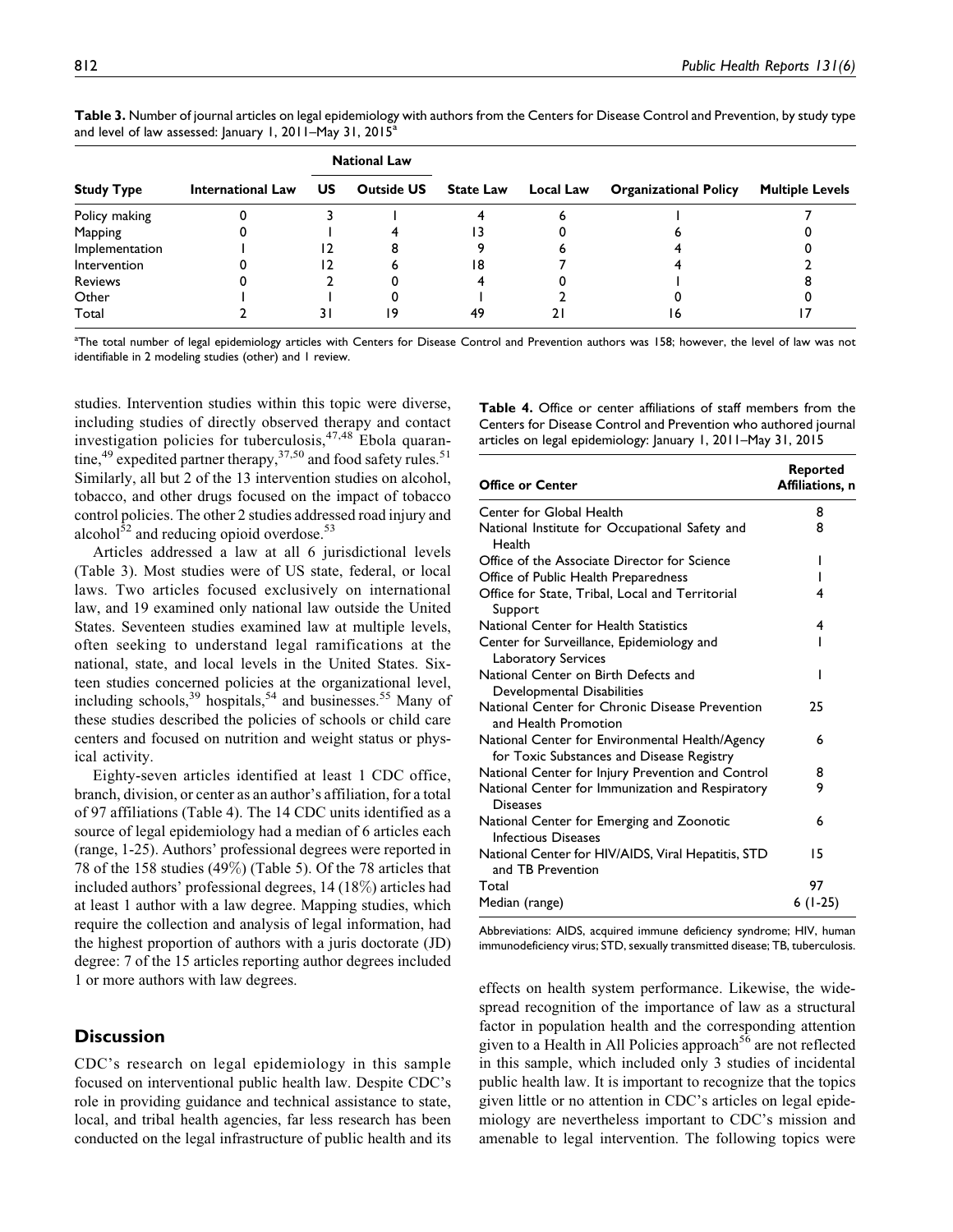**Table 3.** Number of journal articles on legal epidemiology with authors from the Centers for Disease Control and Prevention, by study type and level of law assessed: January 1, 2011–May 31, 2015[a]

| Study Type | International Law | National Law | | State Law | Local Law | Organizational Policy | Multiple Levels |
|---|---|---|---|---|---|---|---|
| | | US | Outside US | | | | |
| Policy making | 0 | 3 | 1 | 4 | 6 | 1 | 7 |
| Mapping | 0 | 1 | 4 | 13 | 0 | 6 | 0 |
| Implementation | 1 | 12 | 8 | 9 | 6 | 4 | 0 |
| Intervention | 0 | 12 | 6 | 18 | 7 | 4 | 2 |
| Reviews | 0 | 2 | 0 | 4 | 0 | 1 | 8 |
| Other | 1 | 1 | 0 | 1 | 2 | 0 | 0 |
| Total | 2 | 31 | 19 | 49 | 21 | 16 | 17 |

[a]The total number of legal epidemiology articles with Centers for Disease Control and Prevention authors was 158; however, the level of law was not identifiable in 2 modeling studies (other) and 1 review.

studies. Intervention studies within this topic were diverse, including studies of directly observed therapy and contact investigation policies for tuberculosis,[47,48] Ebola quarantine,[49] expedited partner therapy,[37,50] and food safety rules.[51] Similarly, all but 2 of the 13 intervention studies on alcohol, tobacco, and other drugs focused on the impact of tobacco control policies. The other 2 studies addressed road injury and alcohol[52] and reducing opioid overdose.[53]

Articles addressed a law at all 6 jurisdictional levels (Table 3). Most studies were of US state, federal, or local laws. Two articles focused exclusively on international law, and 19 examined only national law outside the United States. Seventeen studies examined law at multiple levels, often seeking to understand legal ramifications at the national, state, and local levels in the United States. Sixteen studies concerned policies at the organizational level, including schools,[39] hospitals,[54] and businesses.[55] Many of these studies described the policies of schools or child care centers and focused on nutrition and weight status or physical activity.

Eighty-seven articles identified at least 1 CDC office, branch, division, or center as an author's affiliation, for a total of 97 affiliations (Table 4). The 14 CDC units identified as a source of legal epidemiology had a median of 6 articles each (range, 1-25). Authors' professional degrees were reported in 78 of the 158 studies (49%) (Table 5). Of the 78 articles that included authors' professional degrees, 14 (18%) articles had at least 1 author with a law degree. Mapping studies, which require the collection and analysis of legal information, had the highest proportion of authors with a juris doctorate (JD) degree: 7 of the 15 articles reporting author degrees included 1 or more authors with law degrees.

**Table 4.** Office or center affiliations of staff members from the Centers for Disease Control and Prevention who authored journal articles on legal epidemiology: January 1, 2011–May 31, 2015

| Office or Center | Reported Affiliations, n |
|---|---|
| Center for Global Health | 8 |
| National Institute for Occupational Safety and Health | 8 |
| Office of the Associate Director for Science | 1 |
| Office of Public Health Preparedness | 1 |
| Office for State, Tribal, Local and Territorial Support | 4 |
| National Center for Health Statistics | 4 |
| Center for Surveillance, Epidemiology and Laboratory Services | 1 |
| National Center on Birth Defects and Developmental Disabilities | 1 |
| National Center for Chronic Disease Prevention and Health Promotion | 25 |
| National Center for Environmental Health/Agency for Toxic Substances and Disease Registry | 6 |
| National Center for Injury Prevention and Control | 8 |
| National Center for Immunization and Respiratory Diseases | 9 |
| National Center for Emerging and Zoonotic Infectious Diseases | 6 |
| National Center for HIV/AIDS, Viral Hepatitis, STD and TB Prevention | 15 |
| Total | 97 |
| Median (range) | 6 (1-25) |

Abbreviations: AIDS, acquired immune deficiency syndrome; HIV, human immunodeficiency virus; STD, sexually transmitted disease; TB, tuberculosis.

## Discussion

CDC's research on legal epidemiology in this sample focused on interventional public health law. Despite CDC's role in providing guidance and technical assistance to state, local, and tribal health agencies, far less research has been conducted on the legal infrastructure of public health and its effects on health system performance. Likewise, the widespread recognition of the importance of law as a structural factor in population health and the corresponding attention given to a Health in All Policies approach[56] are not reflected in this sample, which included only 3 studies of incidental public health law. It is important to recognize that the topics given little or no attention in CDC's articles on legal epidemiology are nevertheless important to CDC's mission and amenable to legal intervention. The following topics were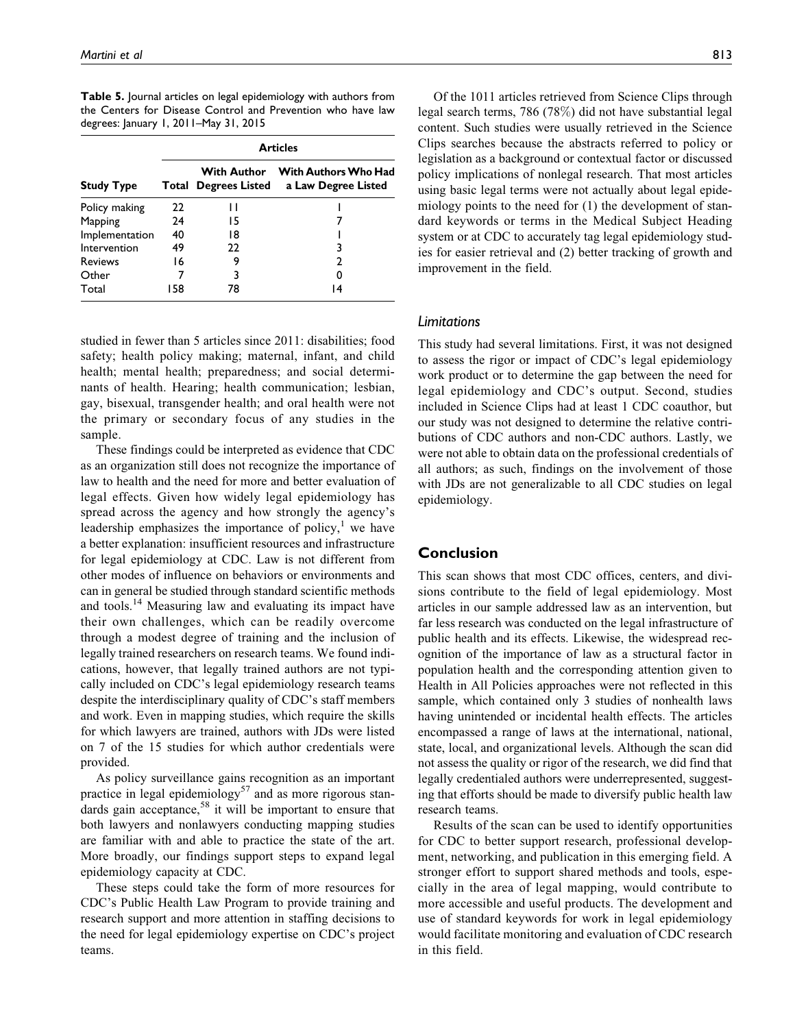**Table 5.** Journal articles on legal epidemiology with authors from the Centers for Disease Control and Prevention who have law degrees: January 1, 2011–May 31, 2015

| Study Type | Articles | | |
|---|---|---|---|
| | Total | With Author Degrees Listed | With Authors Who Had a Law Degree Listed |
| Policy making | 22 | 11 | 1 |
| Mapping | 24 | 15 | 7 |
| Implementation | 40 | 18 | 1 |
| Intervention | 49 | 22 | 3 |
| Reviews | 16 | 9 | 2 |
| Other | 7 | 3 | 0 |
| Total | 158 | 78 | 14 |

studied in fewer than 5 articles since 2011: disabilities; food safety; health policy making; maternal, infant, and child health; mental health; preparedness; and social determinants of health. Hearing; health communication; lesbian, gay, bisexual, transgender health; and oral health were not the primary or secondary focus of any studies in the sample.

These findings could be interpreted as evidence that CDC as an organization still does not recognize the importance of law to health and the need for more and better evaluation of legal effects. Given how widely legal epidemiology has spread across the agency and how strongly the agency's leadership emphasizes the importance of policy,[1] we have a better explanation: insufficient resources and infrastructure for legal epidemiology at CDC. Law is not different from other modes of influence on behaviors or environments and can in general be studied through standard scientific methods and tools.[14] Measuring law and evaluating its impact have their own challenges, which can be readily overcome through a modest degree of training and the inclusion of legally trained researchers on research teams. We found indications, however, that legally trained authors are not typically included on CDC's legal epidemiology research teams despite the interdisciplinary quality of CDC's staff members and work. Even in mapping studies, which require the skills for which lawyers are trained, authors with JDs were listed on 7 of the 15 studies for which author credentials were provided.

As policy surveillance gains recognition as an important practice in legal epidemiology[57] and as more rigorous standards gain acceptance,[58] it will be important to ensure that both lawyers and nonlawyers conducting mapping studies are familiar with and able to practice the state of the art. More broadly, our findings support steps to expand legal epidemiology capacity at CDC.

These steps could take the form of more resources for CDC's Public Health Law Program to provide training and research support and more attention in staffing decisions to the need for legal epidemiology expertise on CDC's project teams.

Of the 1011 articles retrieved from Science Clips through legal search terms, 786 (78%) did not have substantial legal content. Such studies were usually retrieved in the Science Clips searches because the abstracts referred to policy or legislation as a background or contextual factor or discussed policy implications of nonlegal research. That most articles using basic legal terms were not actually about legal epidemiology points to the need for (1) the development of standard keywords or terms in the Medical Subject Heading system or at CDC to accurately tag legal epidemiology studies for easier retrieval and (2) better tracking of growth and improvement in the field.

### *Limitations*

This study had several limitations. First, it was not designed to assess the rigor or impact of CDC's legal epidemiology work product or to determine the gap between the need for legal epidemiology and CDC's output. Second, studies included in Science Clips had at least 1 CDC coauthor, but our study was not designed to determine the relative contributions of CDC authors and non-CDC authors. Lastly, we were not able to obtain data on the professional credentials of all authors; as such, findings on the involvement of those with JDs are not generalizable to all CDC studies on legal epidemiology.

## Conclusion

This scan shows that most CDC offices, centers, and divisions contribute to the field of legal epidemiology. Most articles in our sample addressed law as an intervention, but far less research was conducted on the legal infrastructure of public health and its effects. Likewise, the widespread recognition of the importance of law as a structural factor in population health and the corresponding attention given to Health in All Policies approaches were not reflected in this sample, which contained only 3 studies of nonhealth laws having unintended or incidental health effects. The articles encompassed a range of laws at the international, national, state, local, and organizational levels. Although the scan did not assess the quality or rigor of the research, we did find that legally credentialed authors were underrepresented, suggesting that efforts should be made to diversify public health law research teams.

Results of the scan can be used to identify opportunities for CDC to better support research, professional development, networking, and publication in this emerging field. A stronger effort to support shared methods and tools, especially in the area of legal mapping, would contribute to more accessible and useful products. The development and use of standard keywords for work in legal epidemiology would facilitate monitoring and evaluation of CDC research in this field.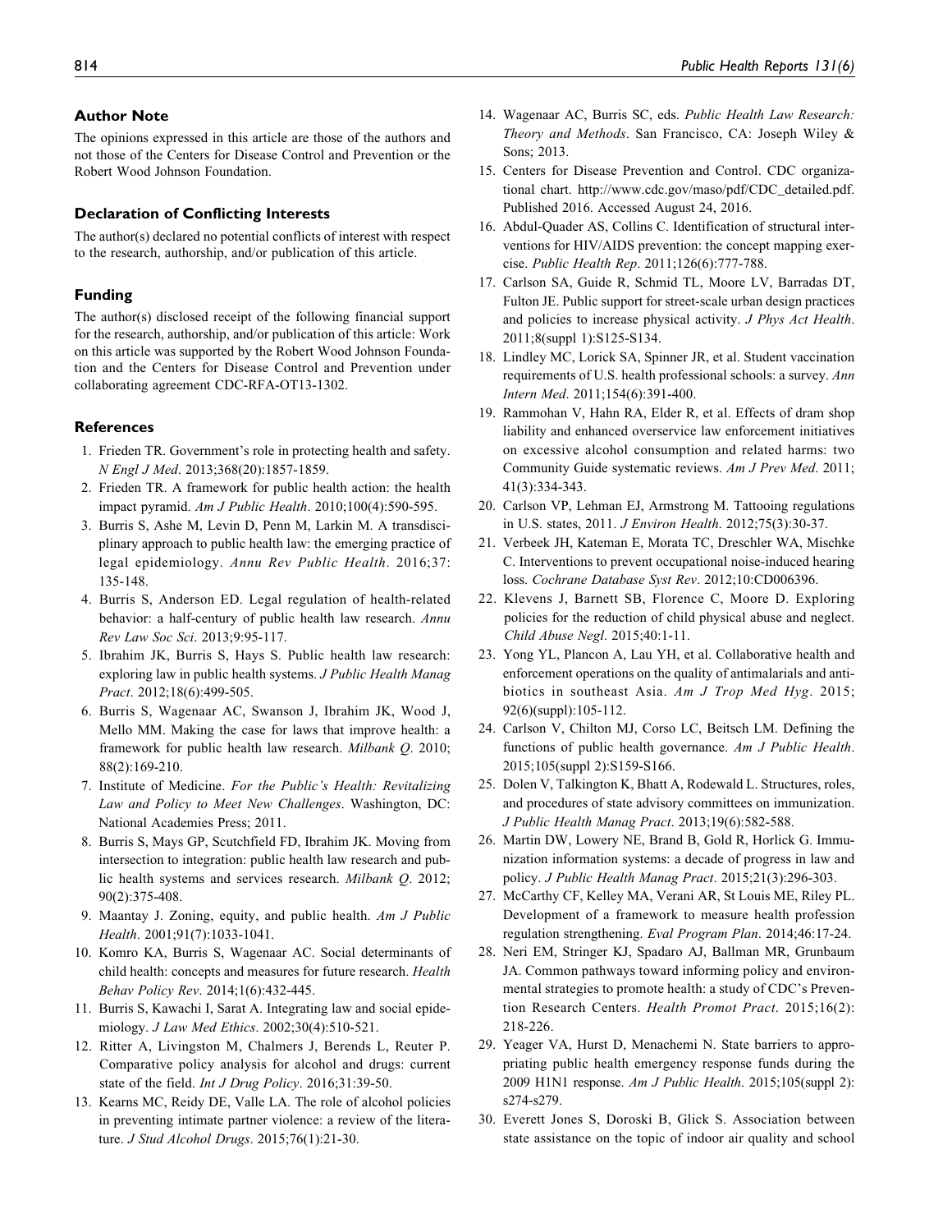## Author Note

The opinions expressed in this article are those of the authors and not those of the Centers for Disease Control and Prevention or the Robert Wood Johnson Foundation.

## Declaration of Conflicting Interests

The author(s) declared no potential conflicts of interest with respect to the research, authorship, and/or publication of this article.

## Funding

The author(s) disclosed receipt of the following financial support for the research, authorship, and/or publication of this article: Work on this article was supported by the Robert Wood Johnson Foundation and the Centers for Disease Control and Prevention under collaborating agreement CDC-RFA-OT13-1302.

## References

1. Frieden TR. Government's role in protecting health and safety. *N Engl J Med*. 2013;368(20):1857-1859.
2. Frieden TR. A framework for public health action: the health impact pyramid. *Am J Public Health*. 2010;100(4):590-595.
3. Burris S, Ashe M, Levin D, Penn M, Larkin M. A transdisciplinary approach to public health law: the emerging practice of legal epidemiology. *Annu Rev Public Health*. 2016;37:135-148.
4. Burris S, Anderson ED. Legal regulation of health-related behavior: a half-century of public health law research. *Annu Rev Law Soc Sci*. 2013;9:95-117.
5. Ibrahim JK, Burris S, Hays S. Public health law research: exploring law in public health systems. *J Public Health Manag Pract*. 2012;18(6):499-505.
6. Burris S, Wagenaar AC, Swanson J, Ibrahim JK, Wood J, Mello MM. Making the case for laws that improve health: a framework for public health law research. *Milbank Q*. 2010;88(2):169-210.
7. Institute of Medicine. *For the Public's Health: Revitalizing Law and Policy to Meet New Challenges*. Washington, DC: National Academies Press; 2011.
8. Burris S, Mays GP, Scutchfield FD, Ibrahim JK. Moving from intersection to integration: public health law research and public health systems and services research. *Milbank Q*. 2012;90(2):375-408.
9. Maantay J. Zoning, equity, and public health. *Am J Public Health*. 2001;91(7):1033-1041.
10. Komro KA, Burris S, Wagenaar AC. Social determinants of child health: concepts and measures for future research. *Health Behav Policy Rev*. 2014;1(6):432-445.
11. Burris S, Kawachi I, Sarat A. Integrating law and social epidemiology. *J Law Med Ethics*. 2002;30(4):510-521.
12. Ritter A, Livingston M, Chalmers J, Berends L, Reuter P. Comparative policy analysis for alcohol and drugs: current state of the field. *Int J Drug Policy*. 2016;31:39-50.
13. Kearns MC, Reidy DE, Valle LA. The role of alcohol policies in preventing intimate partner violence: a review of the literature. *J Stud Alcohol Drugs*. 2015;76(1):21-30.
14. Wagenaar AC, Burris SC, eds. *Public Health Law Research: Theory and Methods*. San Francisco, CA: Joseph Wiley & Sons; 2013.
15. Centers for Disease Prevention and Control. CDC organizational chart. http://www.cdc.gov/maso/pdf/CDC_detailed.pdf. Published 2016. Accessed August 24, 2016.
16. Abdul-Quader AS, Collins C. Identification of structural interventions for HIV/AIDS prevention: the concept mapping exercise. *Public Health Rep*. 2011;126(6):777-788.
17. Carlson SA, Guide R, Schmid TL, Moore LV, Barradas DT, Fulton JE. Public support for street-scale urban design practices and policies to increase physical activity. *J Phys Act Health*. 2011;8(suppl 1):S125-S134.
18. Lindley MC, Lorick SA, Spinner JR, et al. Student vaccination requirements of U.S. health professional schools: a survey. *Ann Intern Med*. 2011;154(6):391-400.
19. Rammohan V, Hahn RA, Elder R, et al. Effects of dram shop liability and enhanced overservice law enforcement initiatives on excessive alcohol consumption and related harms: two Community Guide systematic reviews. *Am J Prev Med*. 2011;41(3):334-343.
20. Carlson VP, Lehman EJ, Armstrong M. Tattooing regulations in U.S. states, 2011. *J Environ Health*. 2012;75(3):30-37.
21. Verbeek JH, Kateman E, Morata TC, Dreschler WA, Mischke C. Interventions to prevent occupational noise-induced hearing loss. *Cochrane Database Syst Rev*. 2012;10:CD006396.
22. Klevens J, Barnett SB, Florence C, Moore D. Exploring policies for the reduction of child physical abuse and neglect. *Child Abuse Negl*. 2015;40:1-11.
23. Yong YL, Plancon A, Lau YH, et al. Collaborative health and enforcement operations on the quality of antimalarials and antibiotics in southeast Asia. *Am J Trop Med Hyg*. 2015;92(6)(suppl):105-112.
24. Carlson V, Chilton MJ, Corso LC, Beitsch LM. Defining the functions of public health governance. *Am J Public Health*. 2015;105(suppl 2):S159-S166.
25. Dolen V, Talkington K, Bhatt A, Rodewald L. Structures, roles, and procedures of state advisory committees on immunization. *J Public Health Manag Pract*. 2013;19(6):582-588.
26. Martin DW, Lowery NE, Brand B, Gold R, Horlick G. Immunization information systems: a decade of progress in law and policy. *J Public Health Manag Pract*. 2015;21(3):296-303.
27. McCarthy CF, Kelley MA, Verani AR, St Louis ME, Riley PL. Development of a framework to measure health profession regulation strengthening. *Eval Program Plan*. 2014;46:17-24.
28. Neri EM, Stringer KJ, Spadaro AJ, Ballman MR, Grunbaum JA. Common pathways toward informing policy and environmental strategies to promote health: a study of CDC's Prevention Research Centers. *Health Promot Pract*. 2015;16(2):218-226.
29. Yeager VA, Hurst D, Menachemi N. State barriers to appropriating public health emergency response funds during the 2009 H1N1 response. *Am J Public Health*. 2015;105(suppl 2):s274-s279.
30. Everett Jones S, Doroski B, Glick S. Association between state assistance on the topic of indoor air quality and school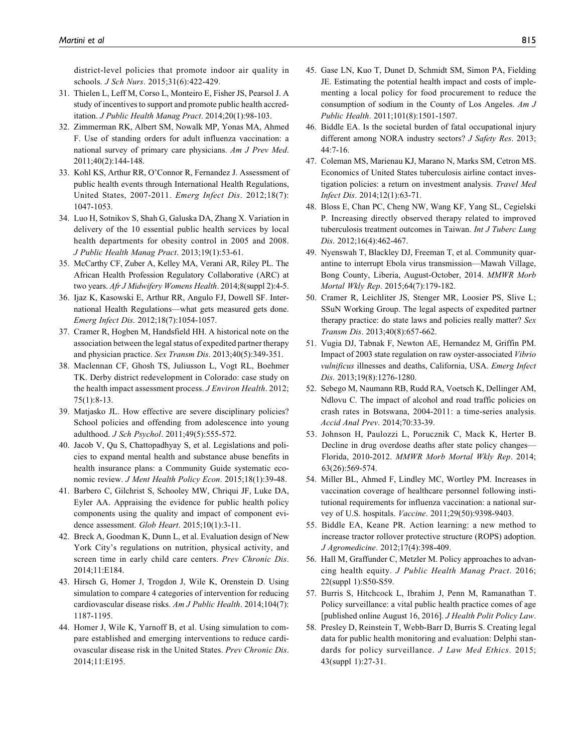district-level policies that promote indoor air quality in schools. *J Sch Nurs*. 2015;31(6):422-429.

31. Thielen L, Leff M, Corso L, Monteiro E, Fisher JS, Pearsol J. A study of incentives to support and promote public health accreditation. *J Public Health Manag Pract*. 2014;20(1):98-103.
32. Zimmerman RK, Albert SM, Nowalk MP, Yonas MA, Ahmed F. Use of standing orders for adult influenza vaccination: a national survey of primary care physicians. *Am J Prev Med*. 2011;40(2):144-148.
33. Kohl KS, Arthur RR, O'Connor R, Fernandez J. Assessment of public health events through International Health Regulations, United States, 2007-2011. *Emerg Infect Dis*. 2012;18(7): 1047-1053.
34. Luo H, Sotnikov S, Shah G, Galuska DA, Zhang X. Variation in delivery of the 10 essential public health services by local health departments for obesity control in 2005 and 2008. *J Public Health Manag Pract*. 2013;19(1):53-61.
35. McCarthy CF, Zuber A, Kelley MA, Verani AR, Riley PL. The African Health Profession Regulatory Collaborative (ARC) at two years. *Afr J Midwifery Womens Health*. 2014;8(suppl 2):4-5.
36. Ijaz K, Kasowski E, Arthur RR, Angulo FJ, Dowell SF. International Health Regulations—what gets measured gets done. *Emerg Infect Dis*. 2012;18(7):1054-1057.
37. Cramer R, Hogben M, Handsfield HH. A historical note on the association between the legal status of expedited partner therapy and physician practice. *Sex Transm Dis*. 2013;40(5):349-351.
38. Maclennan CF, Ghosh TS, Juliusson L, Vogt RL, Boehmer TK. Derby district redevelopment in Colorado: case study on the health impact assessment process. *J Environ Health*. 2012; 75(1):8-13.
39. Matjasko JL. How effective are severe disciplinary policies? School policies and offending from adolescence into young adulthood. *J Sch Psychol*. 2011;49(5):555-572.
40. Jacob V, Qu S, Chattopadhyay S, et al. Legislations and policies to expand mental health and substance abuse benefits in health insurance plans: a Community Guide systematic economic review. *J Ment Health Policy Econ*. 2015;18(1):39-48.
41. Barbero C, Gilchrist S, Schooley MW, Chriqui JF, Luke DA, Eyler AA. Appraising the evidence for public health policy components using the quality and impact of component evidence assessment. *Glob Heart*. 2015;10(1):3-11.
42. Breck A, Goodman K, Dunn L, et al. Evaluation design of New York City's regulations on nutrition, physical activity, and screen time in early child care centers. *Prev Chronic Dis*. 2014;11:E184.
43. Hirsch G, Homer J, Trogdon J, Wile K, Orenstein D. Using simulation to compare 4 categories of intervention for reducing cardiovascular disease risks. *Am J Public Health*. 2014;104(7): 1187-1195.
44. Homer J, Wile K, Yarnoff B, et al. Using simulation to compare established and emerging interventions to reduce cardiovascular disease risk in the United States. *Prev Chronic Dis*. 2014;11:E195.
45. Gase LN, Kuo T, Dunet D, Schmidt SM, Simon PA, Fielding JE. Estimating the potential health impact and costs of implementing a local policy for food procurement to reduce the consumption of sodium in the County of Los Angeles. *Am J Public Health*. 2011;101(8):1501-1507.
46. Biddle EA. Is the societal burden of fatal occupational injury different among NORA industry sectors? *J Safety Res*. 2013; 44:7-16.
47. Coleman MS, Marienau KJ, Marano N, Marks SM, Cetron MS. Economics of United States tuberculosis airline contact investigation policies: a return on investment analysis. *Travel Med Infect Dis*. 2014;12(1):63-71.
48. Bloss E, Chan PC, Cheng NW, Wang KF, Yang SL, Cegielski P. Increasing directly observed therapy related to improved tuberculosis treatment outcomes in Taiwan. *Int J Tuberc Lung Dis*. 2012;16(4):462-467.
49. Nyenswah T, Blackley DJ, Freeman T, et al. Community quarantine to interrupt Ebola virus transmission—Mawah Village, Bong County, Liberia, August-October, 2014. *MMWR Morb Mortal Wkly Rep*. 2015;64(7):179-182.
50. Cramer R, Leichliter JS, Stenger MR, Loosier PS, Slive L; SSuN Working Group. The legal aspects of expedited partner therapy practice: do state laws and policies really matter? *Sex Transm Dis*. 2013;40(8):657-662.
51. Vugia DJ, Tabnak F, Newton AE, Hernandez M, Griffin PM. Impact of 2003 state regulation on raw oyster-associated *Vibrio vulnificus* illnesses and deaths, California, USA. *Emerg Infect Dis*. 2013;19(8):1276-1280.
52. Sebego M, Naumann RB, Rudd RA, Voetsch K, Dellinger AM, Ndlovu C. The impact of alcohol and road traffic policies on crash rates in Botswana, 2004-2011: a time-series analysis. *Accid Anal Prev*. 2014;70:33-39.
53. Johnson H, Paulozzi L, Porucznik C, Mack K, Herter B. Decline in drug overdose deaths after state policy changes—Florida, 2010-2012. *MMWR Morb Mortal Wkly Rep*. 2014; 63(26):569-574.
54. Miller BL, Ahmed F, Lindley MC, Wortley PM. Increases in vaccination coverage of healthcare personnel following institutional requirements for influenza vaccination: a national survey of U.S. hospitals. *Vaccine*. 2011;29(50):9398-9403.
55. Biddle EA, Keane PR. Action learning: a new method to increase tractor rollover protective structure (ROPS) adoption. *J Agromedicine*. 2012;17(4):398-409.
56. Hall M, Graffunder C, Metzler M. Policy approaches to advancing health equity. *J Public Health Manag Pract*. 2016; 22(suppl 1):S50-S59.
57. Burris S, Hitchcock L, Ibrahim J, Penn M, Ramanathan T. Policy surveillance: a vital public health practice comes of age [published online August 16, 2016]. *J Health Polit Policy Law*.
58. Presley D, Reinstein T, Webb-Barr D, Burris S. Creating legal data for public health monitoring and evaluation: Delphi standards for policy surveillance. *J Law Med Ethics*. 2015; 43(suppl 1):27-31.